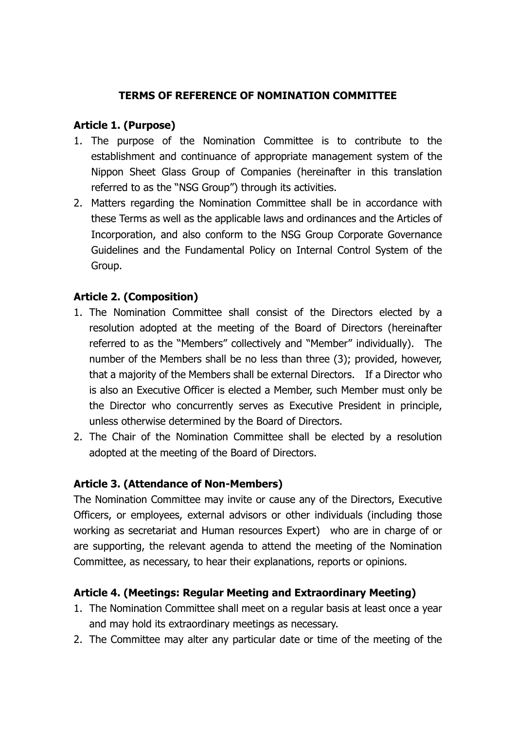# TERMS OF REFERENCE OF NOMINATION COMMITTEE

## Article 1. (Purpose)

1. The purpose of the Nomination Committee is to contribute to the establishment and continuance of appropriate management system of the Nippon Sheet Glass Group of Companies (hereinafter in this translation referred to as the "NSG Group") through its activities.
2. Matters regarding the Nomination Committee shall be in accordance with these Terms as well as the applicable laws and ordinances and the Articles of Incorporation, and also conform to the NSG Group Corporate Governance Guidelines and the Fundamental Policy on Internal Control System of the Group.

## Article 2. (Composition)

1. The Nomination Committee shall consist of the Directors elected by a resolution adopted at the meeting of the Board of Directors (hereinafter referred to as the "Members" collectively and "Member" individually). The number of the Members shall be no less than three (3); provided, however, that a majority of the Members shall be external Directors. If a Director who is also an Executive Officer is elected a Member, such Member must only be the Director who concurrently serves as Executive President in principle, unless otherwise determined by the Board of Directors.
2. The Chair of the Nomination Committee shall be elected by a resolution adopted at the meeting of the Board of Directors.

## Article 3. (Attendance of Non-Members)

The Nomination Committee may invite or cause any of the Directors, Executive Officers, or employees, external advisors or other individuals (including those working as secretariat and Human resources Expert) who are in charge of or are supporting, the relevant agenda to attend the meeting of the Nomination Committee, as necessary, to hear their explanations, reports or opinions.

## Article 4. (Meetings: Regular Meeting and Extraordinary Meeting)

1. The Nomination Committee shall meet on a regular basis at least once a year and may hold its extraordinary meetings as necessary.
2. The Committee may alter any particular date or time of the meeting of the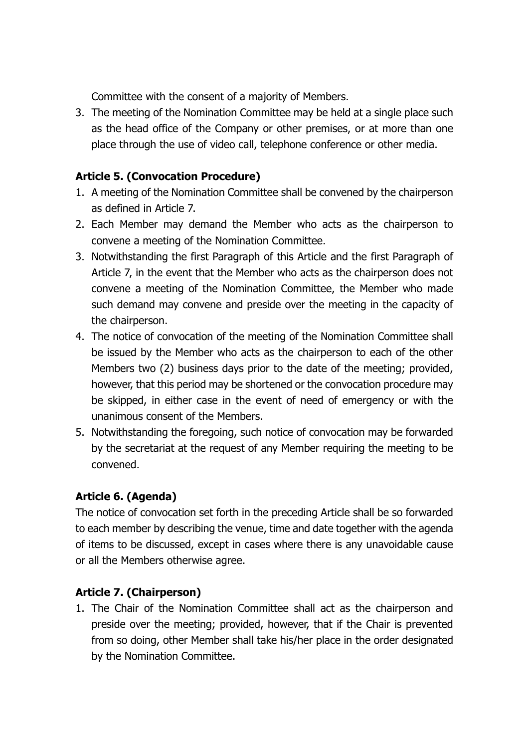Committee with the consent of a majority of Members.

3. The meeting of the Nomination Committee may be held at a single place such as the head office of the Company or other premises, or at more than one place through the use of video call, telephone conference or other media.

**Article 5. (Convocation Procedure)**

1. A meeting of the Nomination Committee shall be convened by the chairperson as defined in Article 7.
2. Each Member may demand the Member who acts as the chairperson to convene a meeting of the Nomination Committee.
3. Notwithstanding the first Paragraph of this Article and the first Paragraph of Article 7, in the event that the Member who acts as the chairperson does not convene a meeting of the Nomination Committee, the Member who made such demand may convene and preside over the meeting in the capacity of the chairperson.
4. The notice of convocation of the meeting of the Nomination Committee shall be issued by the Member who acts as the chairperson to each of the other Members two (2) business days prior to the date of the meeting; provided, however, that this period may be shortened or the convocation procedure may be skipped, in either case in the event of need of emergency or with the unanimous consent of the Members.
5. Notwithstanding the foregoing, such notice of convocation may be forwarded by the secretariat at the request of any Member requiring the meeting to be convened.

**Article 6. (Agenda)**

The notice of convocation set forth in the preceding Article shall be so forwarded to each member by describing the venue, time and date together with the agenda of items to be discussed, except in cases where there is any unavoidable cause or all the Members otherwise agree.

**Article 7. (Chairperson)**

1. The Chair of the Nomination Committee shall act as the chairperson and preside over the meeting; provided, however, that if the Chair is prevented from so doing, other Member shall take his/her place in the order designated by the Nomination Committee.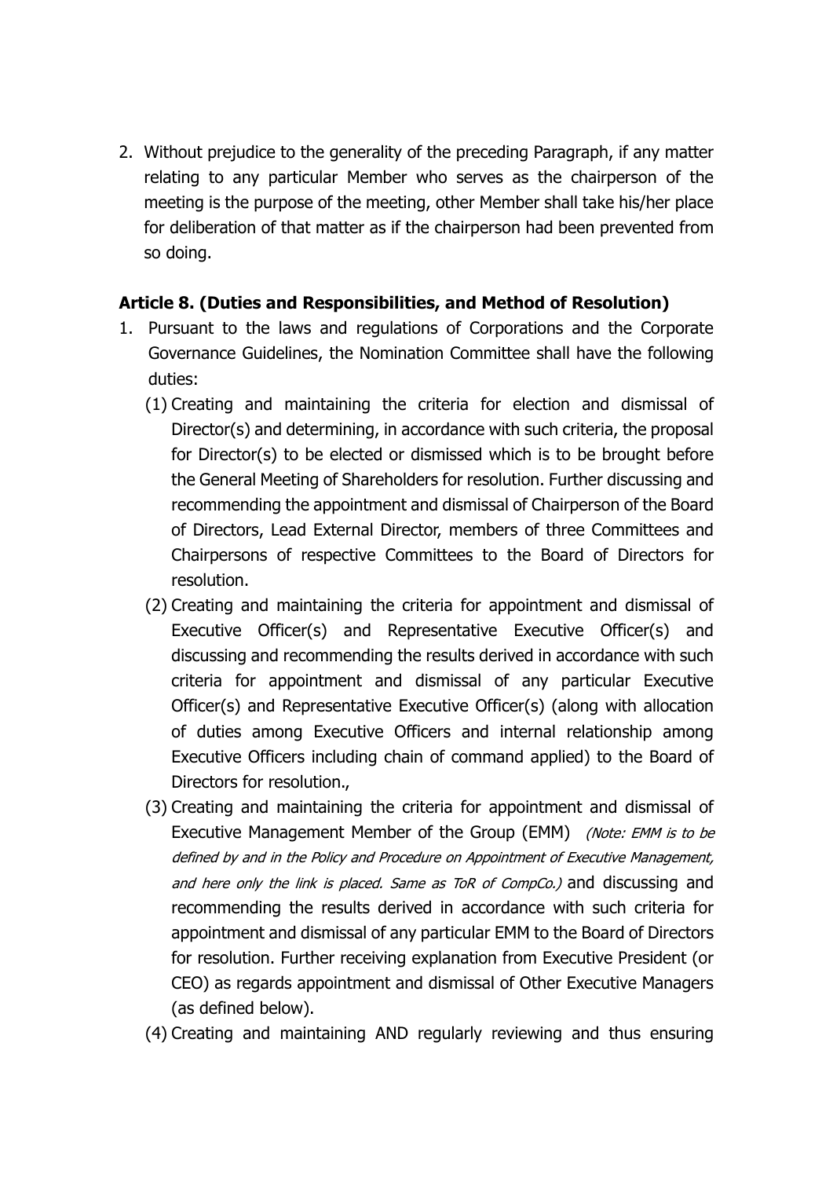2. Without prejudice to the generality of the preceding Paragraph, if any matter relating to any particular Member who serves as the chairperson of the meeting is the purpose of the meeting, other Member shall take his/her place for deliberation of that matter as if the chairperson had been prevented from so doing.

### Article 8. (Duties and Responsibilities, and Method of Resolution)

1. Pursuant to the laws and regulations of Corporations and the Corporate Governance Guidelines, the Nomination Committee shall have the following duties:
   (1) Creating and maintaining the criteria for election and dismissal of Director(s) and determining, in accordance with such criteria, the proposal for Director(s) to be elected or dismissed which is to be brought before the General Meeting of Shareholders for resolution. Further discussing and recommending the appointment and dismissal of Chairperson of the Board of Directors, Lead External Director, members of three Committees and Chairpersons of respective Committees to the Board of Directors for resolution.
   (2) Creating and maintaining the criteria for appointment and dismissal of Executive Officer(s) and Representative Executive Officer(s) and discussing and recommending the results derived in accordance with such criteria for appointment and dismissal of any particular Executive Officer(s) and Representative Executive Officer(s) (along with allocation of duties among Executive Officers and internal relationship among Executive Officers including chain of command applied) to the Board of Directors for resolution.,
   (3) Creating and maintaining the criteria for appointment and dismissal of Executive Management Member of the Group (EMM) *(Note: EMM is to be defined by and in the Policy and Procedure on Appointment of Executive Management, and here only the link is placed. Same as ToR of CompCo.)* and discussing and recommending the results derived in accordance with such criteria for appointment and dismissal of any particular EMM to the Board of Directors for resolution. Further receiving explanation from Executive President (or CEO) as regards appointment and dismissal of Other Executive Managers (as defined below).
   (4) Creating and maintaining AND regularly reviewing and thus ensuring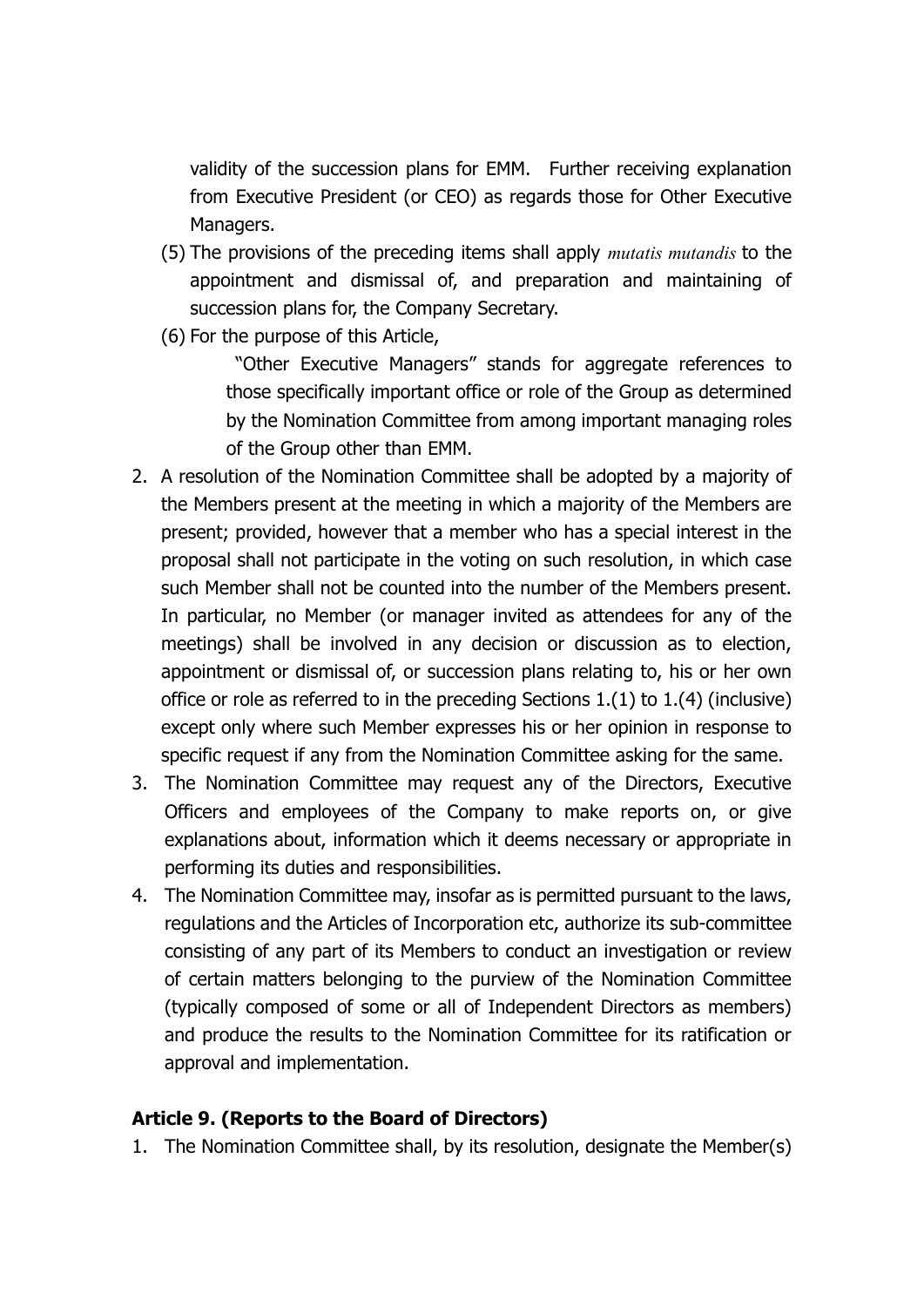validity of the succession plans for EMM. Further receiving explanation from Executive President (or CEO) as regards those for Other Executive Managers.

(5) The provisions of the preceding items shall apply *mutatis mutandis* to the appointment and dismissal of, and preparation and maintaining of succession plans for, the Company Secretary.

(6) For the purpose of this Article,

"Other Executive Managers" stands for aggregate references to those specifically important office or role of the Group as determined by the Nomination Committee from among important managing roles of the Group other than EMM.

2. A resolution of the Nomination Committee shall be adopted by a majority of the Members present at the meeting in which a majority of the Members are present; provided, however that a member who has a special interest in the proposal shall not participate in the voting on such resolution, in which case such Member shall not be counted into the number of the Members present. In particular, no Member (or manager invited as attendees for any of the meetings) shall be involved in any decision or discussion as to election, appointment or dismissal of, or succession plans relating to, his or her own office or role as referred to in the preceding Sections 1.(1) to 1.(4) (inclusive) except only where such Member expresses his or her opinion in response to specific request if any from the Nomination Committee asking for the same.
3. The Nomination Committee may request any of the Directors, Executive Officers and employees of the Company to make reports on, or give explanations about, information which it deems necessary or appropriate in performing its duties and responsibilities.
4. The Nomination Committee may, insofar as is permitted pursuant to the laws, regulations and the Articles of Incorporation etc, authorize its sub-committee consisting of any part of its Members to conduct an investigation or review of certain matters belonging to the purview of the Nomination Committee (typically composed of some or all of Independent Directors as members) and produce the results to the Nomination Committee for its ratification or approval and implementation.

### Article 9. (Reports to the Board of Directors)

1. The Nomination Committee shall, by its resolution, designate the Member(s)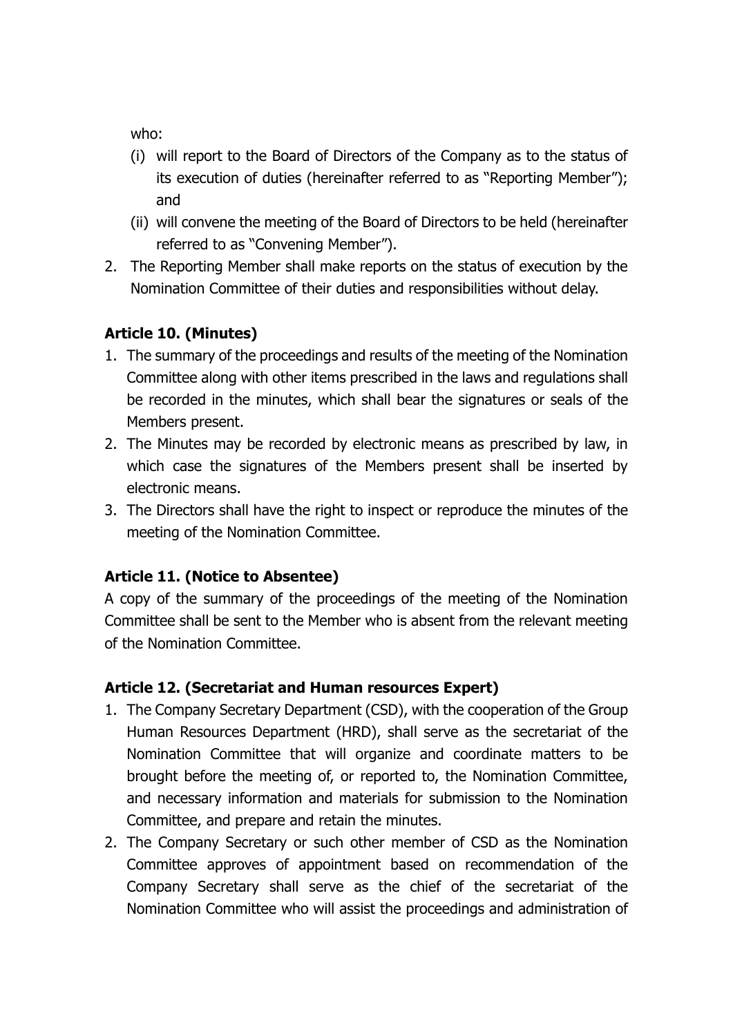who:

(i) will report to the Board of Directors of the Company as to the status of its execution of duties (hereinafter referred to as "Reporting Member"); and

(ii) will convene the meeting of the Board of Directors to be held (hereinafter referred to as "Convening Member").

2. The Reporting Member shall make reports on the status of execution by the Nomination Committee of their duties and responsibilities without delay.

**Article 10. (Minutes)**

1. The summary of the proceedings and results of the meeting of the Nomination Committee along with other items prescribed in the laws and regulations shall be recorded in the minutes, which shall bear the signatures or seals of the Members present.
2. The Minutes may be recorded by electronic means as prescribed by law, in which case the signatures of the Members present shall be inserted by electronic means.
3. The Directors shall have the right to inspect or reproduce the minutes of the meeting of the Nomination Committee.

**Article 11. (Notice to Absentee)**

A copy of the summary of the proceedings of the meeting of the Nomination Committee shall be sent to the Member who is absent from the relevant meeting of the Nomination Committee.

**Article 12. (Secretariat and Human resources Expert)**

1. The Company Secretary Department (CSD), with the cooperation of the Group Human Resources Department (HRD), shall serve as the secretariat of the Nomination Committee that will organize and coordinate matters to be brought before the meeting of, or reported to, the Nomination Committee, and necessary information and materials for submission to the Nomination Committee, and prepare and retain the minutes.
2. The Company Secretary or such other member of CSD as the Nomination Committee approves of appointment based on recommendation of the Company Secretary shall serve as the chief of the secretariat of the Nomination Committee who will assist the proceedings and administration of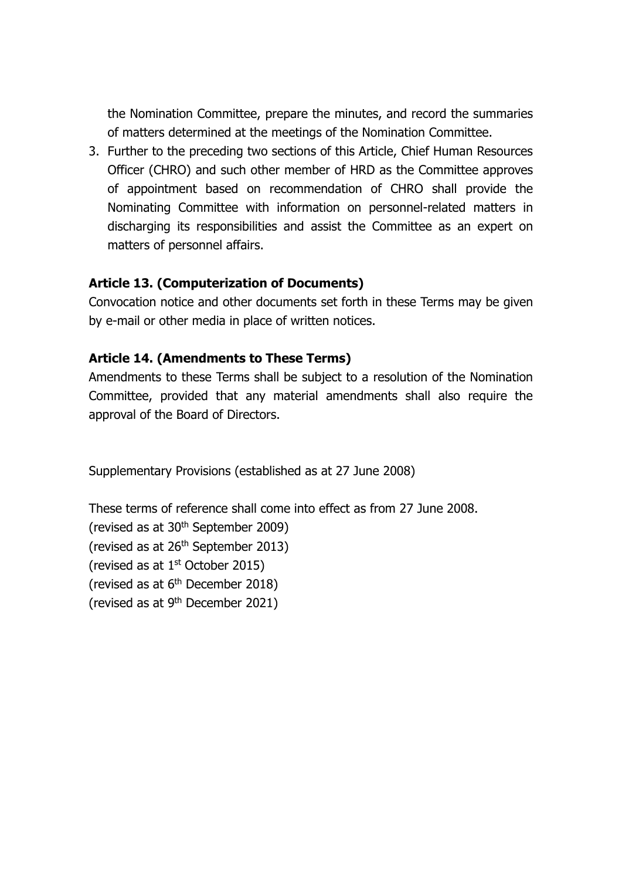the Nomination Committee, prepare the minutes, and record the summaries of matters determined at the meetings of the Nomination Committee.

3. Further to the preceding two sections of this Article, Chief Human Resources Officer (CHRO) and such other member of HRD as the Committee approves of appointment based on recommendation of CHRO shall provide the Nominating Committee with information on personnel-related matters in discharging its responsibilities and assist the Committee as an expert on matters of personnel affairs.

**Article 13. (Computerization of Documents)**

Convocation notice and other documents set forth in these Terms may be given by e-mail or other media in place of written notices.

**Article 14. (Amendments to These Terms)**

Amendments to these Terms shall be subject to a resolution of the Nomination Committee, provided that any material amendments shall also require the approval of the Board of Directors.

Supplementary Provisions (established as at 27 June 2008)

These terms of reference shall come into effect as from 27 June 2008.
(revised as at 30th September 2009)
(revised as at 26th September 2013)
(revised as at 1st October 2015)
(revised as at 6th December 2018)
(revised as at 9th December 2021)